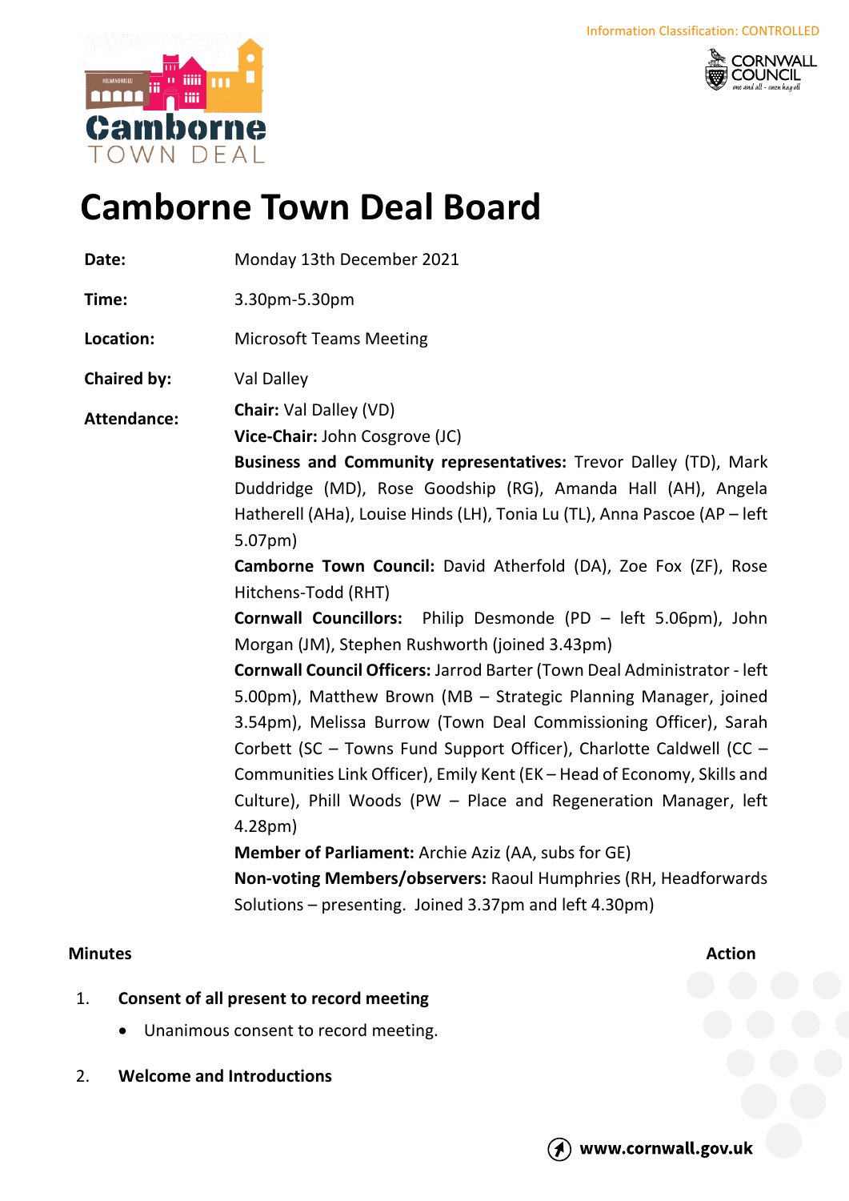Information Classification: CONTROLLED

# Camborne Town Deal Board

**Date:** Monday 13th December 2021

**Time:** 3.30pm-5.30pm

**Location:** Microsoft Teams Meeting

**Chaired by:** Val Dalley

**Attendance:**

**Chair:** Val Dalley (VD)

**Vice-Chair:** John Cosgrove (JC)

**Business and Community representatives:** Trevor Dalley (TD), Mark Duddridge (MD), Rose Goodship (RG), Amanda Hall (AH), Angela Hatherell (AHa), Louise Hinds (LH), Tonia Lu (TL), Anna Pascoe (AP – left 5.07pm)

**Camborne Town Council:** David Atherfold (DA), Zoe Fox (ZF), Rose Hitchens-Todd (RHT)

**Cornwall Councillors:** Philip Desmonde (PD – left 5.06pm), John Morgan (JM), Stephen Rushworth (joined 3.43pm)

**Cornwall Council Officers:** Jarrod Barter (Town Deal Administrator - left 5.00pm), Matthew Brown (MB – Strategic Planning Manager, joined 3.54pm), Melissa Burrow (Town Deal Commissioning Officer), Sarah Corbett (SC – Towns Fund Support Officer), Charlotte Caldwell (CC – Communities Link Officer), Emily Kent (EK – Head of Economy, Skills and Culture), Phill Woods (PW – Place and Regeneration Manager, left 4.28pm)

**Member of Parliament:** Archie Aziz (AA, subs for GE)

**Non-voting Members/observers:** Raoul Humphries (RH, Headforwards Solutions – presenting. Joined 3.37pm and left 4.30pm)

**Minutes** **Action**

1. **Consent of all present to record meeting**
   - Unanimous consent to record meeting.

2. **Welcome and Introductions**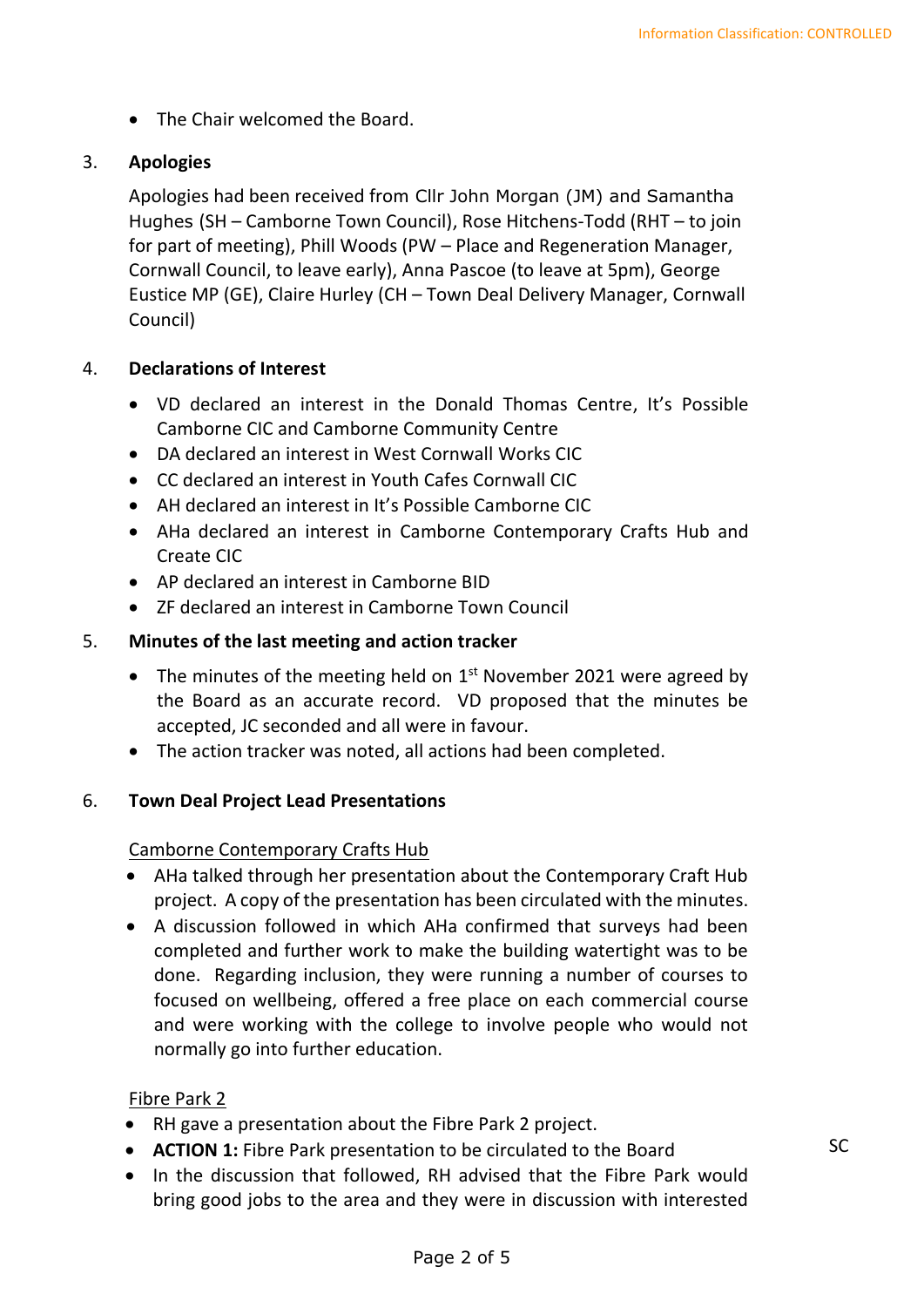- The Chair welcomed the Board.

## 3. Apologies

Apologies had been received from Cllr John Morgan (JM) and Samantha Hughes (SH – Camborne Town Council), Rose Hitchens-Todd (RHT – to join for part of meeting), Phill Woods (PW – Place and Regeneration Manager, Cornwall Council, to leave early), Anna Pascoe (to leave at 5pm), George Eustice MP (GE), Claire Hurley (CH – Town Deal Delivery Manager, Cornwall Council)

## 4. Declarations of Interest

- VD declared an interest in the Donald Thomas Centre, It's Possible Camborne CIC and Camborne Community Centre
- DA declared an interest in West Cornwall Works CIC
- CC declared an interest in Youth Cafes Cornwall CIC
- AH declared an interest in It's Possible Camborne CIC
- AHa declared an interest in Camborne Contemporary Crafts Hub and Create CIC
- AP declared an interest in Camborne BID
- ZF declared an interest in Camborne Town Council

## 5. Minutes of the last meeting and action tracker

- The minutes of the meeting held on 1st November 2021 were agreed by the Board as an accurate record. VD proposed that the minutes be accepted, JC seconded and all were in favour.
- The action tracker was noted, all actions had been completed.

## 6. Town Deal Project Lead Presentations

Camborne Contemporary Crafts Hub

- AHa talked through her presentation about the Contemporary Craft Hub project. A copy of the presentation has been circulated with the minutes.
- A discussion followed in which AHa confirmed that surveys had been completed and further work to make the building watertight was to be done. Regarding inclusion, they were running a number of courses to focused on wellbeing, offered a free place on each commercial course and were working with the college to involve people who would not normally go into further education.

Fibre Park 2

- RH gave a presentation about the Fibre Park 2 project.
- **ACTION 1:** Fibre Park presentation to be circulated to the Board — SC
- In the discussion that followed, RH advised that the Fibre Park would bring good jobs to the area and they were in discussion with interested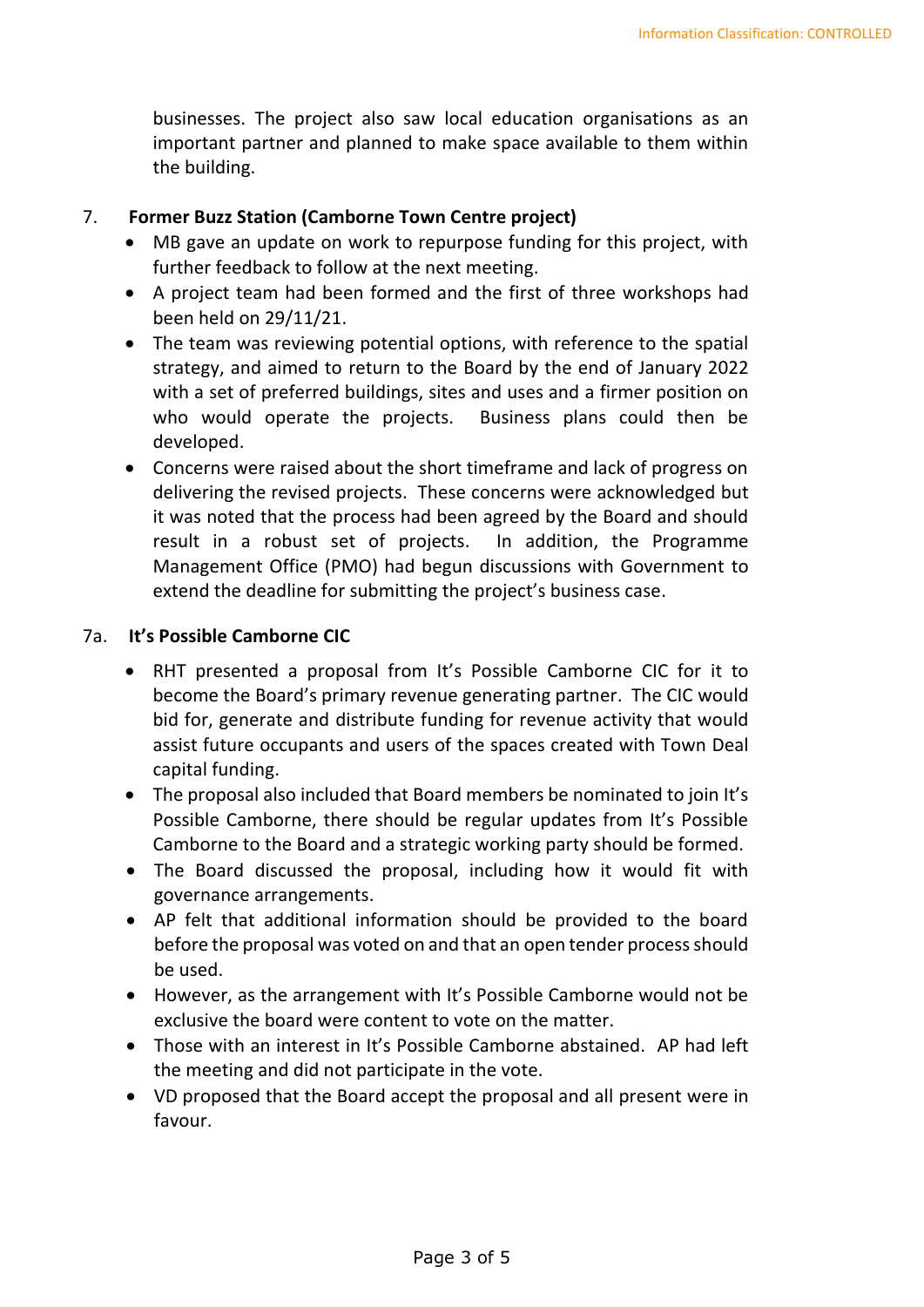businesses. The project also saw local education organisations as an important partner and planned to make space available to them within the building.

7. **Former Buzz Station (Camborne Town Centre project)**

- MB gave an update on work to repurpose funding for this project, with further feedback to follow at the next meeting.
- A project team had been formed and the first of three workshops had been held on 29/11/21.
- The team was reviewing potential options, with reference to the spatial strategy, and aimed to return to the Board by the end of January 2022 with a set of preferred buildings, sites and uses and a firmer position on who would operate the projects. Business plans could then be developed.
- Concerns were raised about the short timeframe and lack of progress on delivering the revised projects. These concerns were acknowledged but it was noted that the process had been agreed by the Board and should result in a robust set of projects. In addition, the Programme Management Office (PMO) had begun discussions with Government to extend the deadline for submitting the project's business case.

7a. **It's Possible Camborne CIC**

- RHT presented a proposal from It's Possible Camborne CIC for it to become the Board's primary revenue generating partner. The CIC would bid for, generate and distribute funding for revenue activity that would assist future occupants and users of the spaces created with Town Deal capital funding.
- The proposal also included that Board members be nominated to join It's Possible Camborne, there should be regular updates from It's Possible Camborne to the Board and a strategic working party should be formed.
- The Board discussed the proposal, including how it would fit with governance arrangements.
- AP felt that additional information should be provided to the board before the proposal was voted on and that an open tender process should be used.
- However, as the arrangement with It's Possible Camborne would not be exclusive the board were content to vote on the matter.
- Those with an interest in It's Possible Camborne abstained. AP had left the meeting and did not participate in the vote.
- VD proposed that the Board accept the proposal and all present were in favour.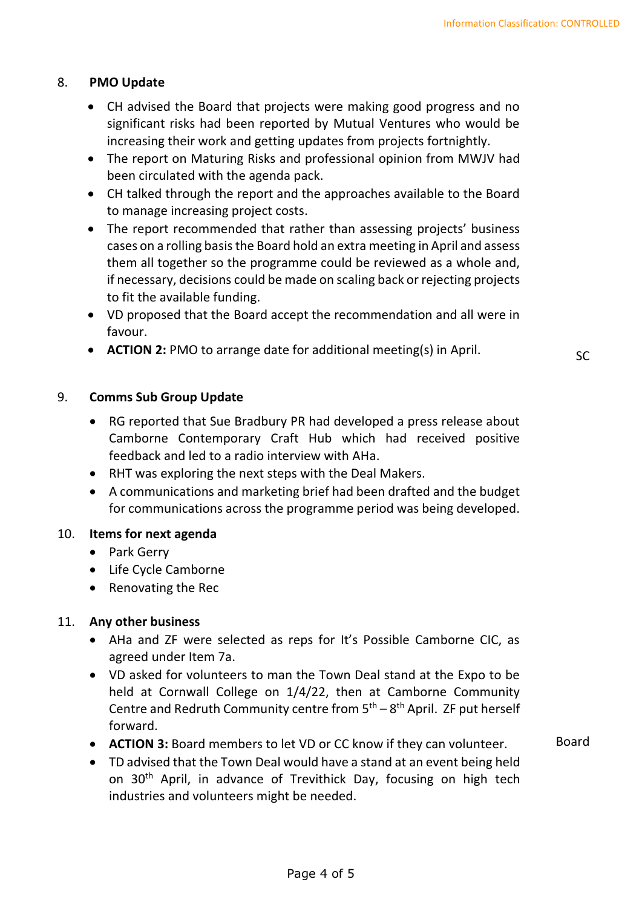8. **PMO Update**

- CH advised the Board that projects were making good progress and no significant risks had been reported by Mutual Ventures who would be increasing their work and getting updates from projects fortnightly.
- The report on Maturing Risks and professional opinion from MWJV had been circulated with the agenda pack.
- CH talked through the report and the approaches available to the Board to manage increasing project costs.
- The report recommended that rather than assessing projects' business cases on a rolling basis the Board hold an extra meeting in April and assess them all together so the programme could be reviewed as a whole and, if necessary, decisions could be made on scaling back or rejecting projects to fit the available funding.
- VD proposed that the Board accept the recommendation and all were in favour.
- **ACTION 2:** PMO to arrange date for additional meeting(s) in April. — SC

9. **Comms Sub Group Update**

- RG reported that Sue Bradbury PR had developed a press release about Camborne Contemporary Craft Hub which had received positive feedback and led to a radio interview with AHa.
- RHT was exploring the next steps with the Deal Makers.
- A communications and marketing brief had been drafted and the budget for communications across the programme period was being developed.

10. **Items for next agenda**

- Park Gerry
- Life Cycle Camborne
- Renovating the Rec

11. **Any other business**

- AHa and ZF were selected as reps for It's Possible Camborne CIC, as agreed under Item 7a.
- VD asked for volunteers to man the Town Deal stand at the Expo to be held at Cornwall College on 1/4/22, then at Camborne Community Centre and Redruth Community centre from 5th – 8th April. ZF put herself forward.
- **ACTION 3:** Board members to let VD or CC know if they can volunteer. — Board
- TD advised that the Town Deal would have a stand at an event being held on 30th April, in advance of Trevithick Day, focusing on high tech industries and volunteers might be needed.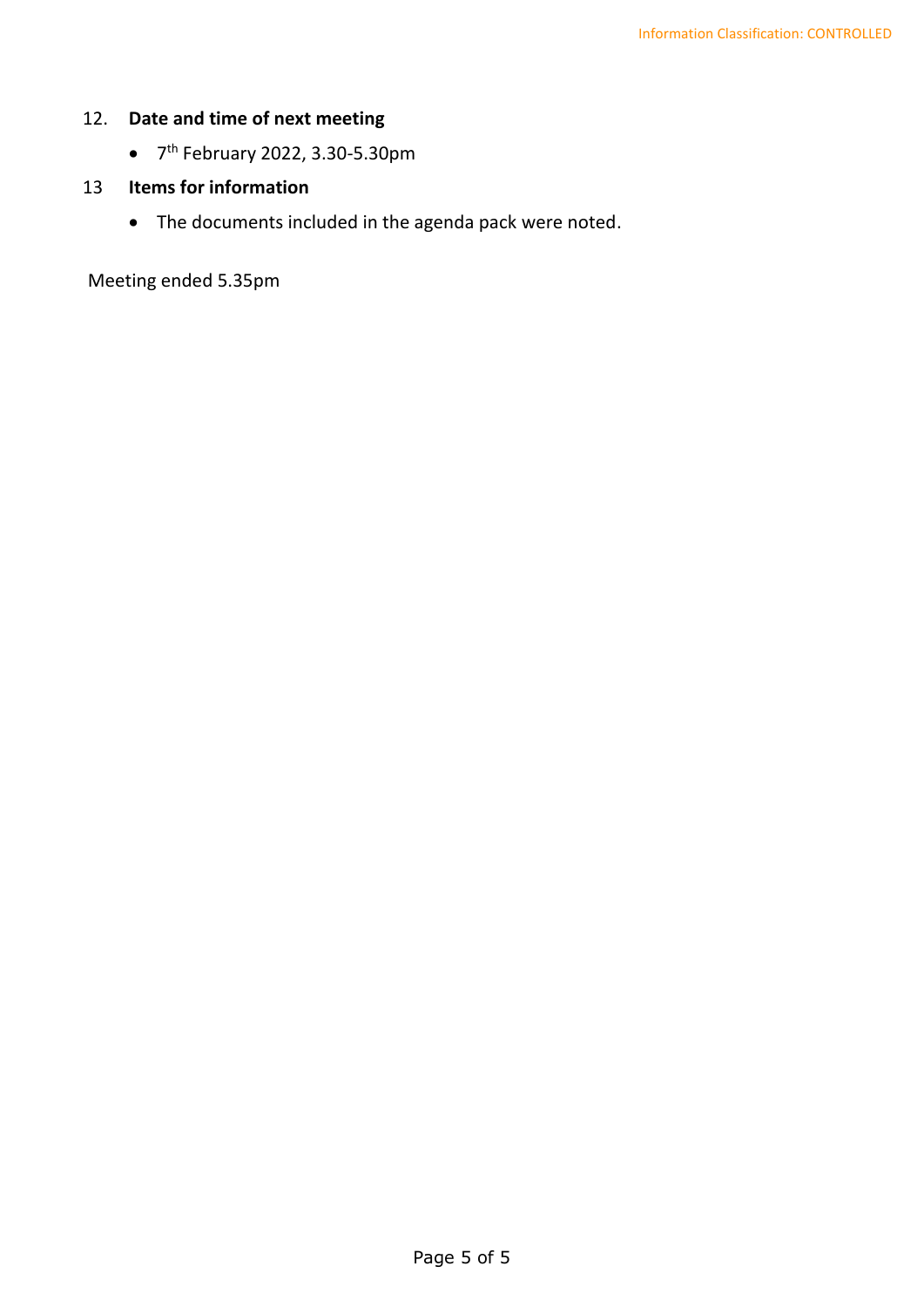12. **Date and time of next meeting**

- 7th February 2022, 3.30-5.30pm

13 **Items for information**

- The documents included in the agenda pack were noted.

Meeting ended 5.35pm